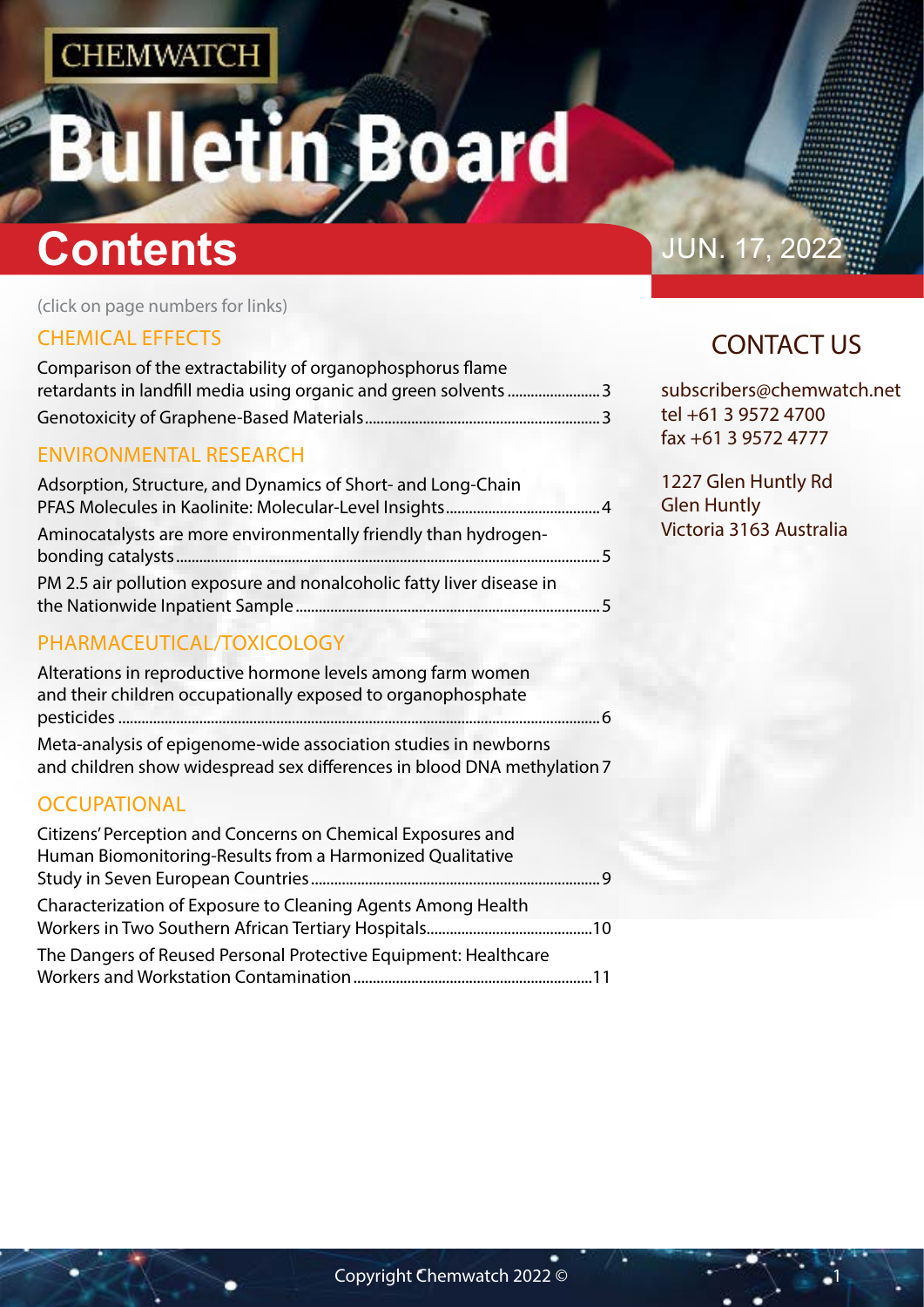CHEMWATCH

# Bulletin Board

# Contents

JUN. 17, 2022

(click on page numbers for links)

## CHEMICAL EFFECTS

Comparison of the extractability of organophosphorus flame retardants in landfill media using organic and green solvents ........................ 3

Genotoxicity of Graphene-Based Materials ........................ 3

## ENVIRONMENTAL RESEARCH

Adsorption, Structure, and Dynamics of Short- and Long-Chain PFAS Molecules in Kaolinite: Molecular-Level Insights ........................ 4

Aminocatalysts are more environmentally friendly than hydrogen-bonding catalysts ........................ 5

PM 2.5 air pollution exposure and nonalcoholic fatty liver disease in the Nationwide Inpatient Sample ........................ 5

## PHARMACEUTICAL/TOXICOLOGY

Alterations in reproductive hormone levels among farm women and their children occupationally exposed to organophosphate pesticides ........................ 6

Meta-analysis of epigenome-wide association studies in newborns and children show widespread sex differences in blood DNA methylation 7

## OCCUPATIONAL

Citizens' Perception and Concerns on Chemical Exposures and Human Biomonitoring-Results from a Harmonized Qualitative Study in Seven European Countries ........................ 9

Characterization of Exposure to Cleaning Agents Among Health Workers in Two Southern African Tertiary Hospitals ........................ 10

The Dangers of Reused Personal Protective Equipment: Healthcare Workers and Workstation Contamination ........................ 11

## CONTACT US

subscribers@chemwatch.net
tel +61 3 9572 4700
fax +61 3 9572 4777

1227 Glen Huntly Rd
Glen Huntly
Victoria 3163 Australia

Copyright Chemwatch 2022 ©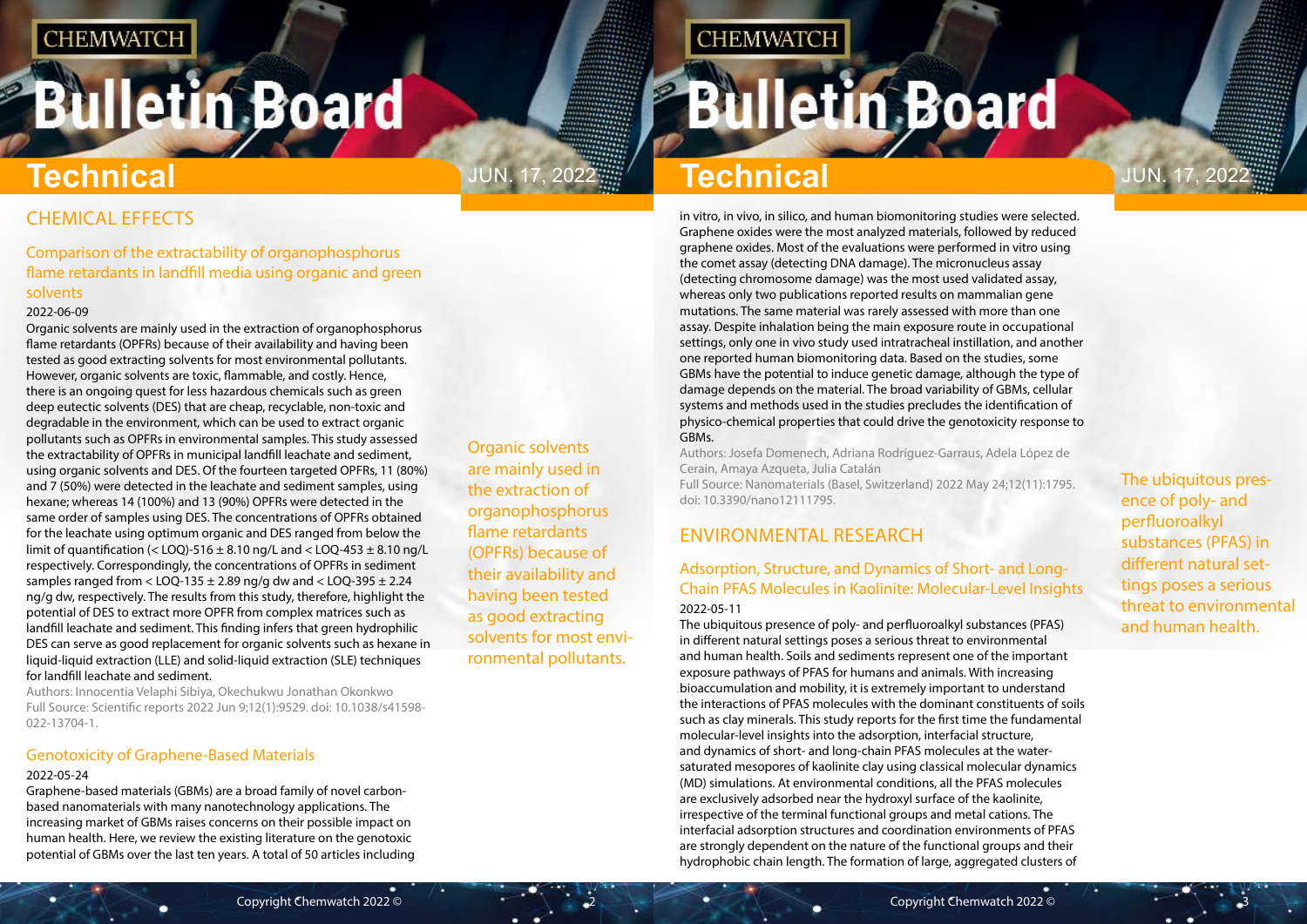## CHEMICAL EFFECTS

### Comparison of the extractability of organophosphorus flame retardants in landfill media using organic and green solvents

2022-06-09

Organic solvents are mainly used in the extraction of organophosphorus flame retardants (OPFRs) because of their availability and having been tested as good extracting solvents for most environmental pollutants. However, organic solvents are toxic, flammable, and costly. Hence, there is an ongoing quest for less hazardous chemicals such as green deep eutectic solvents (DES) that are cheap, recyclable, non-toxic and degradable in the environment, which can be used to extract organic pollutants such as OPFRs in environmental samples. This study assessed the extractability of OPFRs in municipal landfill leachate and sediment, using organic solvents and DES. Of the fourteen targeted OPFRs, 11 (80%) and 7 (50%) were detected in the leachate and sediment samples, using hexane; whereas 14 (100%) and 13 (90%) OPFRs were detected in the same order of samples using DES. The concentrations of OPFRs obtained for the leachate using optimum organic and DES ranged from below the limit of quantification (< LOQ)-516 ± 8.10 ng/L and < LOQ-453 ± 8.10 ng/L respectively. Correspondingly, the concentrations of OPFRs in sediment samples ranged from < LOQ-135 ± 2.89 ng/g dw and < LOQ-395 ± 2.24 ng/g dw, respectively. The results from this study, therefore, highlight the potential of DES to extract more OPFR from complex matrices such as landfill leachate and sediment. This finding infers that green hydrophilic DES can serve as good replacement for organic solvents such as hexane in liquid-liquid extraction (LLE) and solid-liquid extraction (SLE) techniques for landfill leachate and sediment.

Authors: Innocentia Velaphi Sibiya, Okechukwu Jonathan Okonkwo

Full Source: Scientific reports 2022 Jun 9;12(1):9529. doi: 10.1038/s41598-022-13704-1.

### Genotoxicity of Graphene-Based Materials

2022-05-24

Graphene-based materials (GBMs) are a broad family of novel carbon-based nanomaterials with many nanotechnology applications. The increasing market of GBMs raises concerns on their possible impact on human health. Here, we review the existing literature on the genotoxic potential of GBMs over the last ten years. A total of 50 articles including in vitro, in vivo, in silico, and human biomonitoring studies were selected. Graphene oxides were the most analyzed materials, followed by reduced graphene oxides. Most of the evaluations were performed in vitro using the comet assay (detecting DNA damage). The micronucleus assay (detecting chromosome damage) was the most used validated assay, whereas only two publications reported results on mammalian gene mutations. The same material was rarely assessed with more than one assay. Despite inhalation being the main exposure route in occupational settings, only one in vivo study used intratracheal instillation, and another one reported human biomonitoring data. Based on the studies, some GBMs have the potential to induce genetic damage, although the type of damage depends on the material. The broad variability of GBMs, cellular systems and methods used in the studies precludes the identification of physico-chemical properties that could drive the genotoxicity response to GBMs.

Authors: Josefa Domenech, Adriana Rodríguez-Garraus, Adela López de Cerain, Amaya Azqueta, Julia Catalán

Full Source: Nanomaterials (Basel, Switzerland) 2022 May 24;12(11):1795. doi: 10.3390/nano12111795.

## ENVIRONMENTAL RESEARCH

### Adsorption, Structure, and Dynamics of Short- and Long-Chain PFAS Molecules in Kaolinite: Molecular-Level Insights

2022-05-11

The ubiquitous presence of poly- and perfluoroalkyl substances (PFAS) in different natural settings poses a serious threat to environmental and human health. Soils and sediments represent one of the important exposure pathways of PFAS for humans and animals. With increasing bioaccumulation and mobility, it is extremely important to understand the interactions of PFAS molecules with the dominant constituents of soils such as clay minerals. This study reports for the first time the fundamental molecular-level insights into the adsorption, interfacial structure, and dynamics of short- and long-chain PFAS molecules at the water-saturated mesopores of kaolinite clay using classical molecular dynamics (MD) simulations. At environmental conditions, all the PFAS molecules are exclusively adsorbed near the hydroxyl surface of the kaolinite, irrespective of the terminal functional groups and metal cations. The interfacial adsorption structures and coordination environments of PFAS are strongly dependent on the nature of the functional groups and their hydrophobic chain length. The formation of large, aggregated clusters of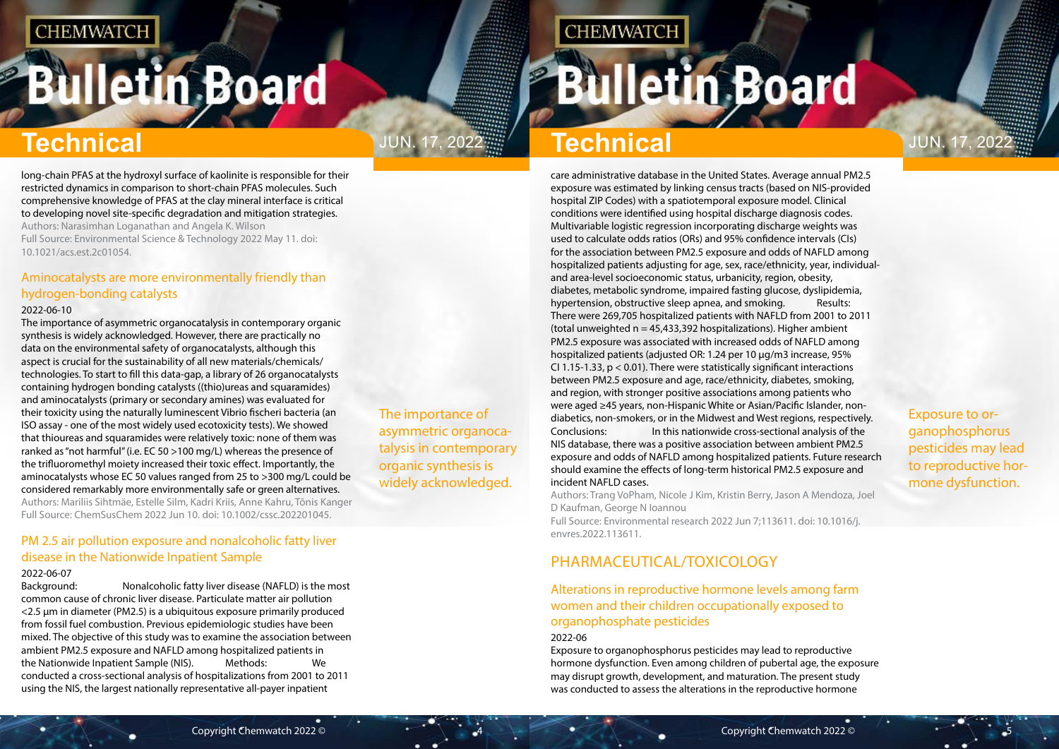long-chain PFAS at the hydroxyl surface of kaolinite is responsible for their restricted dynamics in comparison to short-chain PFAS molecules. Such comprehensive knowledge of PFAS at the clay mineral interface is critical to developing novel site-specific degradation and mitigation strategies.

Authors: Narasimhan Loganathan and Angela K. Wilson

Full Source: Environmental Science & Technology 2022 May 11. doi: 10.1021/acs.est.2c01054.

### Aminocatalysts are more environmentally friendly than hydrogen-bonding catalysts

2022-06-10

The importance of asymmetric organocatalysis in contemporary organic synthesis is widely acknowledged. However, there are practically no data on the environmental safety of organocatalysts, although this aspect is crucial for the sustainability of all new materials/chemicals/technologies. To start to fill this data-gap, a library of 26 organocatalysts containing hydrogen bonding catalysts ((thio)ureas and squaramides) and aminocatalysts (primary or secondary amines) was evaluated for their toxicity using the naturally luminescent Vibrio fischeri bacteria (an ISO assay - one of the most widely used ecotoxicity tests). We showed that thioureas and squaramides were relatively toxic: none of them was ranked as "not harmful" (i.e. EC 50 >100 mg/L) whereas the presence of the trifluoromethyl moiety increased their toxic effect. Importantly, the aminocatalysts whose EC 50 values ranged from 25 to >300 mg/L could be considered remarkably more environmentally safe or green alternatives.

Authors: Mariliis Sihtmäe, Estelle Silm, Kadri Kriis, Anne Kahru, Tõnis Kanger

Full Source: ChemSusChem 2022 Jun 10. doi: 10.1002/cssc.202201045.

The importance of asymmetric organocatalysis in contemporary organic synthesis is widely acknowledged.

### PM 2.5 air pollution exposure and nonalcoholic fatty liver disease in the Nationwide Inpatient Sample

2022-06-07

Background: Nonalcoholic fatty liver disease (NAFLD) is the most common cause of chronic liver disease. Particulate matter air pollution <2.5 µm in diameter (PM2.5) is a ubiquitous exposure primarily produced from fossil fuel combustion. Previous epidemiologic studies have been mixed. The objective of this study was to examine the association between ambient PM2.5 exposure and NAFLD among hospitalized patients in the Nationwide Inpatient Sample (NIS). Methods: We conducted a cross-sectional analysis of hospitalizations from 2001 to 2011 using the NIS, the largest nationally representative all-payer inpatient care administrative database in the United States. Average annual PM2.5 exposure was estimated by linking census tracts (based on NIS-provided hospital ZIP Codes) with a spatiotemporal exposure model. Clinical conditions were identified using hospital discharge diagnosis codes. Multivariable logistic regression incorporating discharge weights was used to calculate odds ratios (ORs) and 95% confidence intervals (CIs) for the association between PM2.5 exposure and odds of NAFLD among hospitalized patients adjusting for age, sex, race/ethnicity, year, individual- and area-level socioeconomic status, urbanicity, region, obesity, diabetes, metabolic syndrome, impaired fasting glucose, dyslipidemia, hypertension, obstructive sleep apnea, and smoking. Results: There were 269,705 hospitalized patients with NAFLD from 2001 to 2011 (total unweighted n = 45,433,392 hospitalizations). Higher ambient PM2.5 exposure was associated with increased odds of NAFLD among hospitalized patients (adjusted OR: 1.24 per 10 µg/m3 increase, 95% CI 1.15-1.33, $p < 0.01$). There were statistically significant interactions between PM2.5 exposure and age, race/ethnicity, diabetes, smoking, and region, with stronger positive associations among patients who were aged ≥45 years, non-Hispanic White or Asian/Pacific Islander, non-diabetics, non-smokers, or in the Midwest and West regions, respectively. Conclusions: In this nationwide cross-sectional analysis of the NIS database, there was a positive association between ambient PM2.5 exposure and odds of NAFLD among hospitalized patients. Future research should examine the effects of long-term historical PM2.5 exposure and incident NAFLD cases.

Authors: Trang VoPham, Nicole J Kim, Kristin Berry, Jason A Mendoza, Joel D Kaufman, George N Ioannou

Full Source: Environmental research 2022 Jun 7;113611. doi: 10.1016/j.envres.2022.113611.

## PHARMACEUTICAL/TOXICOLOGY

### Alterations in reproductive hormone levels among farm women and their children occupationally exposed to organophosphate pesticides

2022-06

Exposure to organophosphorus pesticides may lead to reproductive hormone dysfunction. Even among children of pubertal age, the exposure may disrupt growth, development, and maturation. The present study was conducted to assess the alterations in the reproductive hormone

Exposure to organophosphorus pesticides may lead to reproductive hormone dysfunction.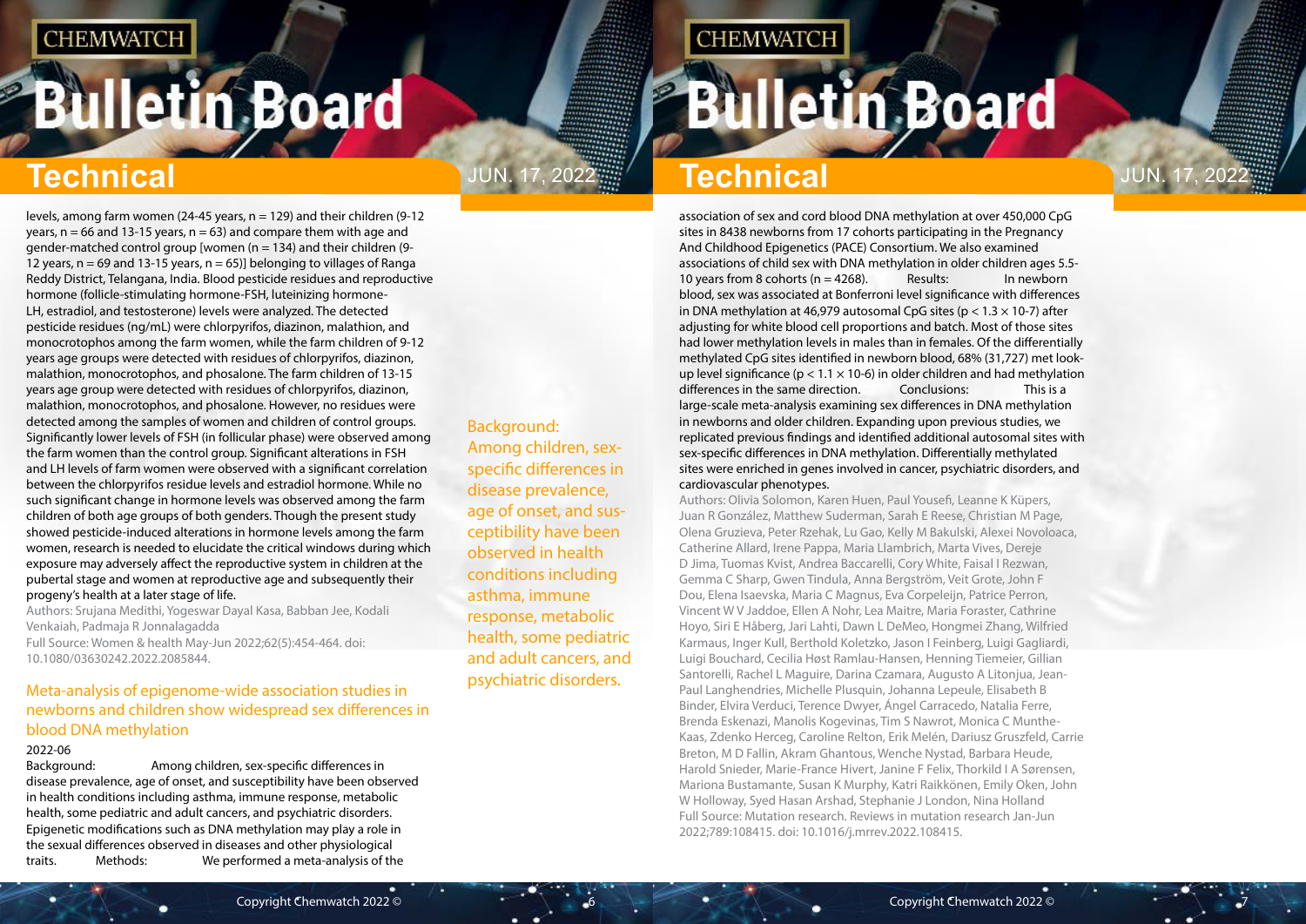levels, among farm women (24-45 years, n = 129) and their children (9-12 years, n = 66 and 13-15 years, n = 63) and compare them with age and gender-matched control group [women (n = 134) and their children (9-12 years, n = 69 and 13-15 years, n = 65)] belonging to villages of Ranga Reddy District, Telangana, India. Blood pesticide residues and reproductive hormone (follicle-stimulating hormone-FSH, luteinizing hormone-LH, estradiol, and testosterone) levels were analyzed. The detected pesticide residues (ng/mL) were chlorpyrifos, diazinon, malathion, and monocrotophos among the farm women, while the farm children of 9-12 years age groups were detected with residues of chlorpyrifos, diazinon, malathion, monocrotophos, and phosalone. The farm children of 13-15 years age group were detected with residues of chlorpyrifos, diazinon, malathion, monocrotophos, and phosalone. However, no residues were detected among the samples of women and children of control groups. Significantly lower levels of FSH (in follicular phase) were observed among the farm women than the control group. Significant alterations in FSH and LH levels of farm women were observed with a significant correlation between the chlorpyrifos residue levels and estradiol hormone. While no such significant change in hormone levels was observed among the farm children of both age groups of both genders. Though the present study showed pesticide-induced alterations in hormone levels among the farm women, research is needed to elucidate the critical windows during which exposure may adversely affect the reproductive system in children at the pubertal stage and women at reproductive age and subsequently their progeny's health at a later stage of life.

Authors: Srujana Medithi, Yogeswar Dayal Kasa, Babban Jee, Kodali Venkaiah, Padmaja R Jonnalagadda

Full Source: Women & health May-Jun 2022;62(5):454-464. doi: 10.1080/03630242.2022.2085844.

## Meta-analysis of epigenome-wide association studies in newborns and children show widespread sex differences in blood DNA methylation

2022-06

Background: Among children, sex-specific differences in disease prevalence, age of onset, and susceptibility have been observed in health conditions including asthma, immune response, metabolic health, some pediatric and adult cancers, and psychiatric disorders. Epigenetic modifications such as DNA methylation may play a role in the sexual differences observed in diseases and other physiological traits. Methods: We performed a meta-analysis of the association of sex and cord blood DNA methylation at over 450,000 CpG sites in 8438 newborns from 17 cohorts participating in the Pregnancy And Childhood Epigenetics (PACE) Consortium. We also examined associations of child sex with DNA methylation in older children ages 5.5-10 years from 8 cohorts (n = 4268). Results: In newborn blood, sex was associated at Bonferroni level significance with differences in DNA methylation at 46,979 autosomal CpG sites ($p < 1.3 \times 10^{-7}$) after adjusting for white blood cell proportions and batch. Most of those sites had lower methylation levels in males than in females. Of the differentially methylated CpG sites identified in newborn blood, 68% (31,727) met look-up level significance ($p < 1.1 \times 10^{-6}$) in older children and had methylation differences in the same direction. Conclusions: This is a large-scale meta-analysis examining sex differences in DNA methylation in newborns and older children. Expanding upon previous studies, we replicated previous findings and identified additional autosomal sites with sex-specific differences in DNA methylation. Differentially methylated sites were enriched in genes involved in cancer, psychiatric disorders, and cardiovascular phenotypes.

Authors: Olivia Solomon, Karen Huen, Paul Yousefi, Leanne K Küpers, Juan R González, Matthew Suderman, Sarah E Reese, Christian M Page, Olena Gruzieva, Peter Rzehak, Lu Gao, Kelly M Bakulski, Alexei Novoloaca, Catherine Allard, Irene Pappa, Maria Llambrich, Marta Vives, Dereje D Jima, Tuomas Kvist, Andrea Baccarelli, Cory White, Faisal I Rezwan, Gemma C Sharp, Gwen Tindula, Anna Bergström, Veit Grote, John F Dou, Elena Isaevska, Maria C Magnus, Eva Corpeleijn, Patrice Perron, Vincent W V Jaddoe, Ellen A Nohr, Lea Maitre, Maria Foraster, Cathrine Hoyo, Siri E Håberg, Jari Lahti, Dawn L DeMeo, Hongmei Zhang, Wilfried Karmaus, Inger Kull, Berthold Koletzko, Jason I Feinberg, Luigi Gagliardi, Luigi Bouchard, Cecilia Høst Ramlau-Hansen, Henning Tiemeier, Gillian Santorelli, Rachel L Maguire, Darina Czamara, Augusto A Litonjua, Jean-Paul Langhendries, Michelle Plusquin, Johanna Lepeule, Elisabeth B Binder, Elvira Verduci, Terence Dwyer, Ángel Carracedo, Natalia Ferre, Brenda Eskenazi, Manolis Kogevinas, Tim S Nawrot, Monica C Munthe-Kaas, Zdenko Herceg, Caroline Relton, Erik Melén, Dariusz Gruszfeld, Carrie Breton, M D Fallin, Akram Ghantous, Wenche Nystad, Barbara Heude, Harold Snieder, Marie-France Hivert, Janine F Felix, Thorkild I A Sørensen, Mariona Bustamante, Susan K Murphy, Katri Raikkönen, Emily Oken, John W Holloway, Syed Hasan Arshad, Stephanie J London, Nina Holland

Full Source: Mutation research. Reviews in mutation research Jan-Jun 2022;789:108415. doi: 10.1016/j.mrrev.2022.108415.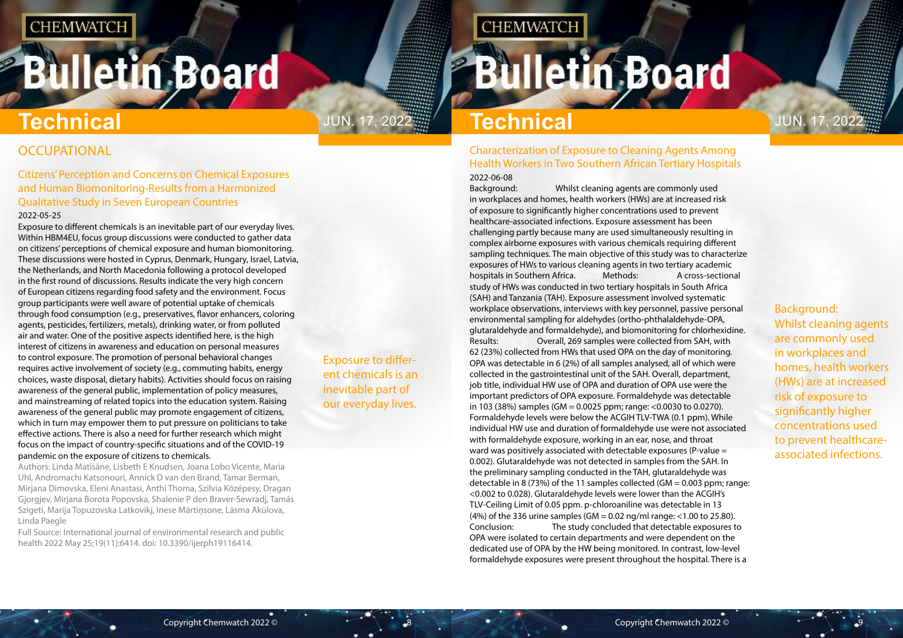## OCCUPATIONAL

### Citizens' Perception and Concerns on Chemical Exposures and Human Biomonitoring-Results from a Harmonized Qualitative Study in Seven European Countries

2022-05-25

Exposure to different chemicals is an inevitable part of our everyday lives. Within HBM4EU, focus group discussions were conducted to gather data on citizens' perceptions of chemical exposure and human biomonitoring. These discussions were hosted in Cyprus, Denmark, Hungary, Israel, Latvia, the Netherlands, and North Macedonia following a protocol developed in the first round of discussions. Results indicate the very high concern of European citizens regarding food safety and the environment. Focus group participants were well aware of potential uptake of chemicals through food consumption (e.g., preservatives, flavor enhancers, coloring agents, pesticides, fertilizers, metals), drinking water, or from polluted air and water. One of the positive aspects identified here, is the high interest of citizens in awareness and education on personal measures to control exposure. The promotion of personal behavioral changes requires active involvement of society (e.g., commuting habits, energy choices, waste disposal, dietary habits). Activities should focus on raising awareness of the general public, implementation of policy measures, and mainstreaming of related topics into the education system. Raising awareness of the general public may promote engagement of citizens, which in turn may empower them to put pressure on politicians to take effective actions. There is also a need for further research which might focus on the impact of country-specific situations and of the COVID-19 pandemic on the exposure of citizens to chemicals.

Authors: Linda Matisāne, Lisbeth E Knudsen, Joana Lobo Vicente, Maria Uhl, Andromachi Katsonouri, Annick D van den Brand, Tamar Berman, Mirjana Dimovska, Eleni Anastasi, Anthi Thoma, Szilvia Középesy, Dragan Gjorgjev, Mirjana Borota Popovska, Shalenie P den Braver-Sewradj, Tamás Szigeti, Marija Topuzovska Latkovikj, Inese Mārtiņsone, Lāsma Akūlova, Linda Paegle

Full Source: International journal of environmental research and public health 2022 May 25;19(11):6414. doi: 10.3390/ijerph19116414.

Exposure to different chemicals is an inevitable part of our everyday lives.

### Characterization of Exposure to Cleaning Agents Among Health Workers in Two Southern African Tertiary Hospitals

2022-06-08

Background: Whilst cleaning agents are commonly used in workplaces and homes, health workers (HWs) are at increased risk of exposure to significantly higher concentrations used to prevent healthcare-associated infections. Exposure assessment has been challenging partly because many are used simultaneously resulting in complex airborne exposures with various chemicals requiring different sampling techniques. The main objective of this study was to characterize exposures of HWs to various cleaning agents in two tertiary academic hospitals in Southern Africa. Methods: A cross-sectional study of HWs was conducted in two tertiary hospitals in South Africa (SAH) and Tanzania (TAH). Exposure assessment involved systematic workplace observations, interviews with key personnel, passive personal environmental sampling for aldehydes (ortho-phthalaldehyde-OPA, glutaraldehyde and formaldehyde), and biomonitoring for chlorhexidine. Results: Overall, 269 samples were collected from SAH, with 62 (23%) collected from HWs that used OPA on the day of monitoring. OPA was detectable in 6 (2%) of all samples analysed, all of which were collected in the gastrointestinal unit of the SAH. Overall, department, job title, individual HW use of OPA and duration of OPA use were the important predictors of OPA exposure. Formaldehyde was detectable in 103 (38%) samples (GM = 0.0025 ppm; range: <0.0030 to 0.0270). Formaldehyde levels were below the ACGIH TLV-TWA (0.1 ppm). While individual HW use and duration of formaldehyde use were not associated with formaldehyde exposure, working in an ear, nose, and throat ward was positively associated with detectable exposures (P-value = 0.002). Glutaraldehyde was not detected in samples from the SAH. In the preliminary sampling conducted in the TAH, glutaraldehyde was detectable in 8 (73%) of the 11 samples collected (GM = 0.003 ppm; range: <0.002 to 0.028). Glutaraldehyde levels were lower than the ACGIH's TLV-Ceiling Limit of 0.05 ppm. p-chloroaniline was detectable in 13 (4%) of the 336 urine samples (GM = 0.02 ng/ml range: <1.00 to 25.80). Conclusion: The study concluded that detectable exposures to OPA were isolated to certain departments and were dependent on the dedicated use of OPA by the HW being monitored. In contrast, low-level formaldehyde exposures were present throughout the hospital. There is a

Background: Whilst cleaning agents are commonly used in workplaces and homes, health workers (HWs) are at increased risk of exposure to significantly higher concentrations used to prevent healthcare-associated infections.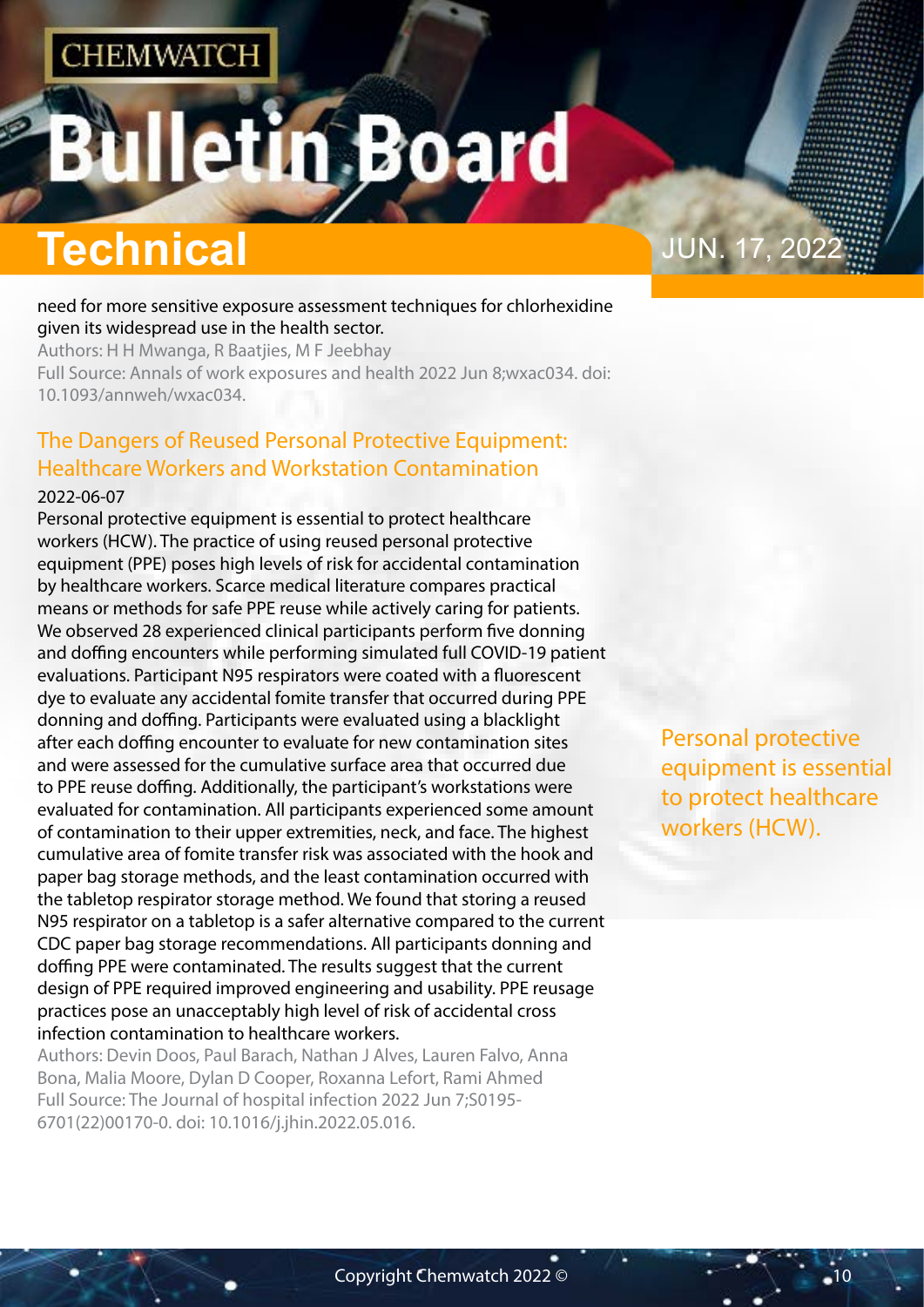need for more sensitive exposure assessment techniques for chlorhexidine given its widespread use in the health sector.

Authors: H H Mwanga, R Baatjies, M F Jeebhay

Full Source: Annals of work exposures and health 2022 Jun 8;wxac034. doi: 10.1093/annweh/wxac034.

## The Dangers of Reused Personal Protective Equipment: Healthcare Workers and Workstation Contamination

2022-06-07

Personal protective equipment is essential to protect healthcare workers (HCW). The practice of using reused personal protective equipment (PPE) poses high levels of risk for accidental contamination by healthcare workers. Scarce medical literature compares practical means or methods for safe PPE reuse while actively caring for patients. We observed 28 experienced clinical participants perform five donning and doffing encounters while performing simulated full COVID-19 patient evaluations. Participant N95 respirators were coated with a fluorescent dye to evaluate any accidental fomite transfer that occurred during PPE donning and doffing. Participants were evaluated using a blacklight after each doffing encounter to evaluate for new contamination sites and were assessed for the cumulative surface area that occurred due to PPE reuse doffing. Additionally, the participant's workstations were evaluated for contamination. All participants experienced some amount of contamination to their upper extremities, neck, and face. The highest cumulative area of fomite transfer risk was associated with the hook and paper bag storage methods, and the least contamination occurred with the tabletop respirator storage method. We found that storing a reused N95 respirator on a tabletop is a safer alternative compared to the current CDC paper bag storage recommendations. All participants donning and doffing PPE were contaminated. The results suggest that the current design of PPE required improved engineering and usability. PPE reusage practices pose an unacceptably high level of risk of accidental cross infection contamination to healthcare workers.

Authors: Devin Doos, Paul Barach, Nathan J Alves, Lauren Falvo, Anna Bona, Malia Moore, Dylan D Cooper, Roxanna Lefort, Rami Ahmed

Full Source: The Journal of hospital infection 2022 Jun 7;S0195-6701(22)00170-0. doi: 10.1016/j.jhin.2022.05.016.

Personal protective equipment is essential to protect healthcare workers (HCW).